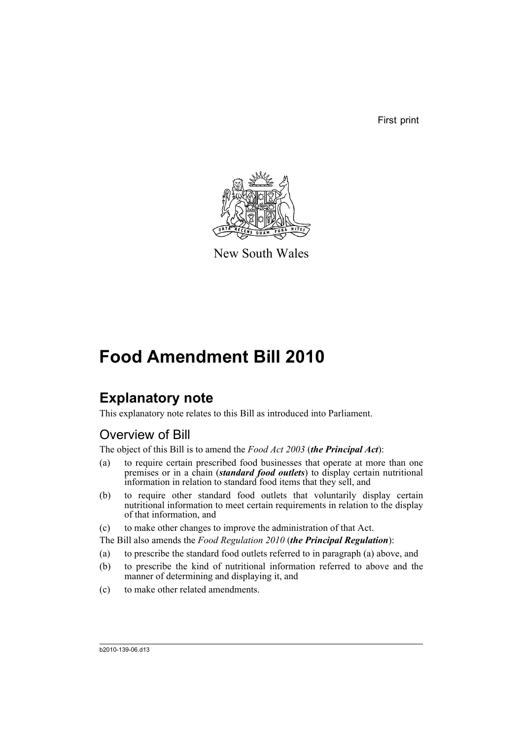First print

New South Wales

# Food Amendment Bill 2010

## Explanatory note

This explanatory note relates to this Bill as introduced into Parliament.

### Overview of Bill

The object of this Bill is to amend the *Food Act 2003* (***the Principal Act***):

(a) to require certain prescribed food businesses that operate at more than one premises or in a chain (***standard food outlets***) to display certain nutritional information in relation to standard food items that they sell, and

(b) to require other standard food outlets that voluntarily display certain nutritional information to meet certain requirements in relation to the display of that information, and

(c) to make other changes to improve the administration of that Act.

The Bill also amends the *Food Regulation 2010* (***the Principal Regulation***):

(a) to prescribe the standard food outlets referred to in paragraph (a) above, and

(b) to prescribe the kind of nutritional information referred to above and the manner of determining and displaying it, and

(c) to make other related amendments.

b2010-139-06.d13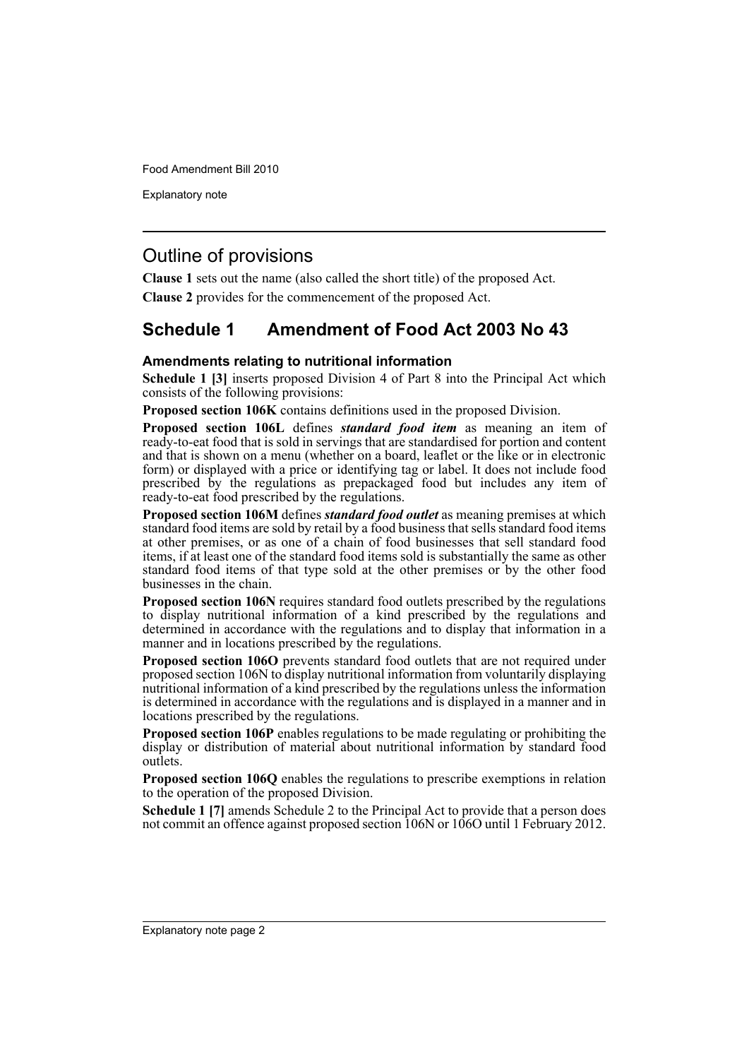## Outline of provisions

**Clause 1** sets out the name (also called the short title) of the proposed Act.

**Clause 2** provides for the commencement of the proposed Act.

## Schedule 1 Amendment of Food Act 2003 No 43

### Amendments relating to nutritional information

**Schedule 1 [3]** inserts proposed Division 4 of Part 8 into the Principal Act which consists of the following provisions:

**Proposed section 106K** contains definitions used in the proposed Division.

**Proposed section 106L** defines ***standard food item*** as meaning an item of ready-to-eat food that is sold in servings that are standardised for portion and content and that is shown on a menu (whether on a board, leaflet or the like or in electronic form) or displayed with a price or identifying tag or label. It does not include food prescribed by the regulations as prepackaged food but includes any item of ready-to-eat food prescribed by the regulations.

**Proposed section 106M** defines ***standard food outlet*** as meaning premises at which standard food items are sold by retail by a food business that sells standard food items at other premises, or as one of a chain of food businesses that sell standard food items, if at least one of the standard food items sold is substantially the same as other standard food items of that type sold at the other premises or by the other food businesses in the chain.

**Proposed section 106N** requires standard food outlets prescribed by the regulations to display nutritional information of a kind prescribed by the regulations and determined in accordance with the regulations and to display that information in a manner and in locations prescribed by the regulations.

**Proposed section 106O** prevents standard food outlets that are not required under proposed section 106N to display nutritional information from voluntarily displaying nutritional information of a kind prescribed by the regulations unless the information is determined in accordance with the regulations and is displayed in a manner and in locations prescribed by the regulations.

**Proposed section 106P** enables regulations to be made regulating or prohibiting the display or distribution of material about nutritional information by standard food outlets.

**Proposed section 106Q** enables the regulations to prescribe exemptions in relation to the operation of the proposed Division.

**Schedule 1 [7]** amends Schedule 2 to the Principal Act to provide that a person does not commit an offence against proposed section 106N or 106O until 1 February 2012.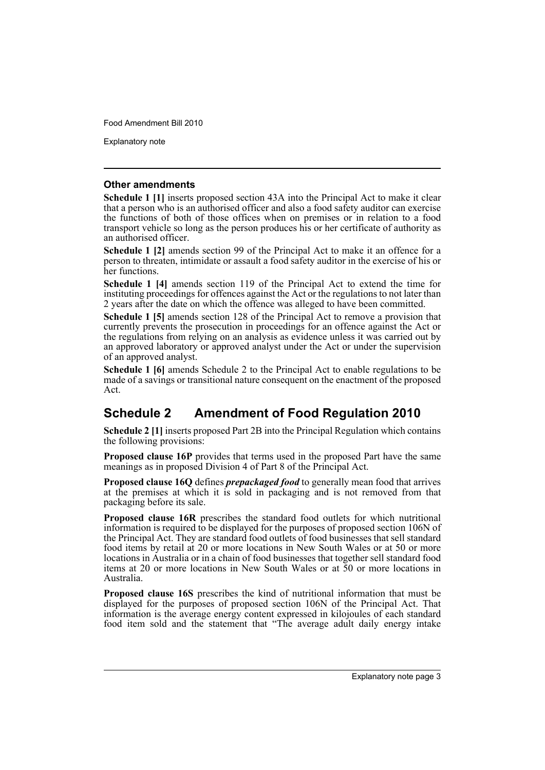### Other amendments

**Schedule 1 [1]** inserts proposed section 43A into the Principal Act to make it clear that a person who is an authorised officer and also a food safety auditor can exercise the functions of both of those offices when on premises or in relation to a food transport vehicle so long as the person produces his or her certificate of authority as an authorised officer.

**Schedule 1 [2]** amends section 99 of the Principal Act to make it an offence for a person to threaten, intimidate or assault a food safety auditor in the exercise of his or her functions.

**Schedule 1 [4]** amends section 119 of the Principal Act to extend the time for instituting proceedings for offences against the Act or the regulations to not later than 2 years after the date on which the offence was alleged to have been committed.

**Schedule 1 [5]** amends section 128 of the Principal Act to remove a provision that currently prevents the prosecution in proceedings for an offence against the Act or the regulations from relying on an analysis as evidence unless it was carried out by an approved laboratory or approved analyst under the Act or under the supervision of an approved analyst.

**Schedule 1 [6]** amends Schedule 2 to the Principal Act to enable regulations to be made of a savings or transitional nature consequent on the enactment of the proposed Act.

## Schedule 2 Amendment of Food Regulation 2010

**Schedule 2 [1]** inserts proposed Part 2B into the Principal Regulation which contains the following provisions:

**Proposed clause 16P** provides that terms used in the proposed Part have the same meanings as in proposed Division 4 of Part 8 of the Principal Act.

**Proposed clause 16Q** defines ***prepackaged food*** to generally mean food that arrives at the premises at which it is sold in packaging and is not removed from that packaging before its sale.

**Proposed clause 16R** prescribes the standard food outlets for which nutritional information is required to be displayed for the purposes of proposed section 106N of the Principal Act. They are standard food outlets of food businesses that sell standard food items by retail at 20 or more locations in New South Wales or at 50 or more locations in Australia or in a chain of food businesses that together sell standard food items at 20 or more locations in New South Wales or at 50 or more locations in Australia.

**Proposed clause 16S** prescribes the kind of nutritional information that must be displayed for the purposes of proposed section 106N of the Principal Act. That information is the average energy content expressed in kilojoules of each standard food item sold and the statement that "The average adult daily energy intake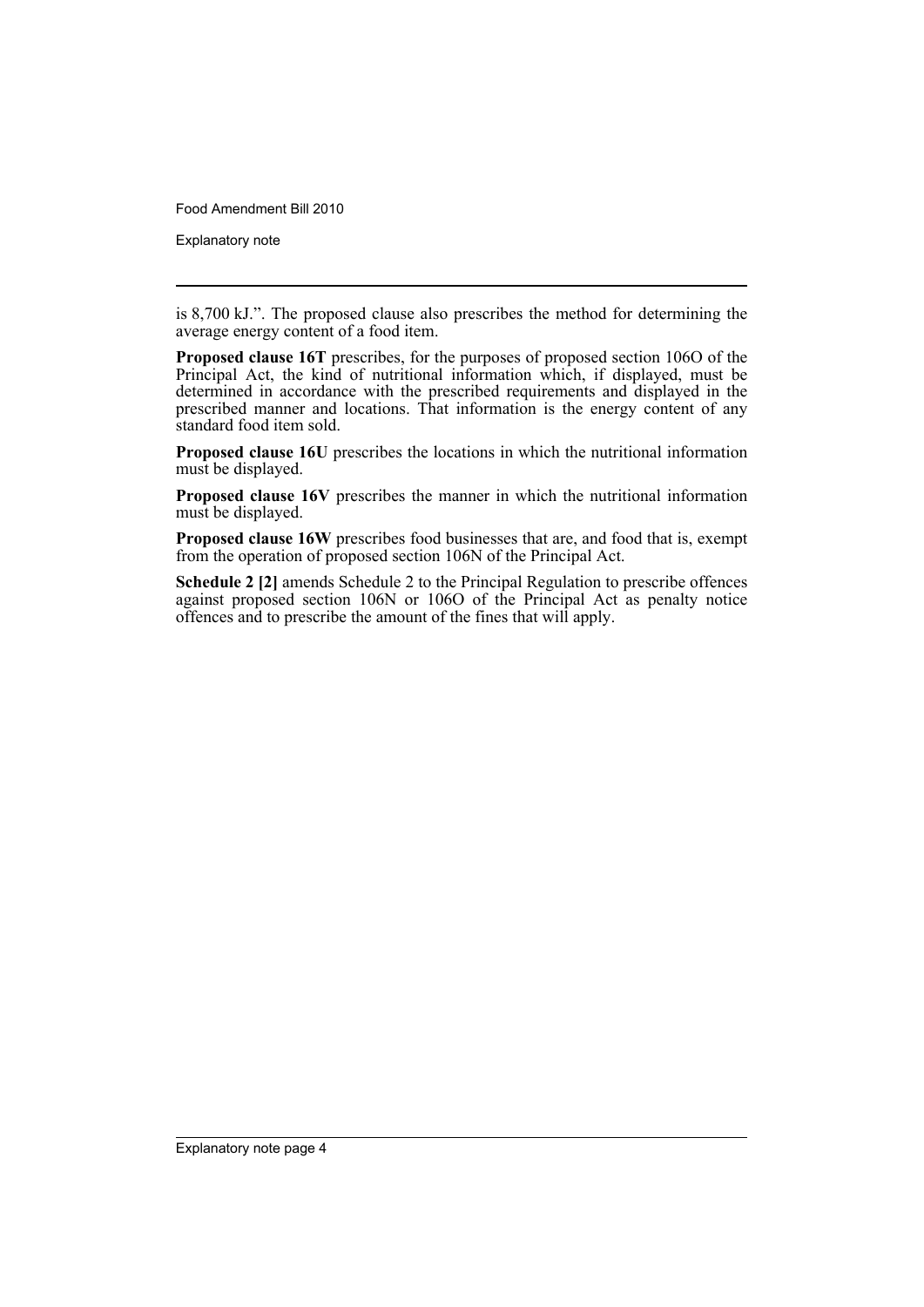is 8,700 kJ.". The proposed clause also prescribes the method for determining the average energy content of a food item.

**Proposed clause 16T** prescribes, for the purposes of proposed section 106O of the Principal Act, the kind of nutritional information which, if displayed, must be determined in accordance with the prescribed requirements and displayed in the prescribed manner and locations. That information is the energy content of any standard food item sold.

**Proposed clause 16U** prescribes the locations in which the nutritional information must be displayed.

**Proposed clause 16V** prescribes the manner in which the nutritional information must be displayed.

**Proposed clause 16W** prescribes food businesses that are, and food that is, exempt from the operation of proposed section 106N of the Principal Act.

**Schedule 2 [2]** amends Schedule 2 to the Principal Regulation to prescribe offences against proposed section 106N or 106O of the Principal Act as penalty notice offences and to prescribe the amount of the fines that will apply.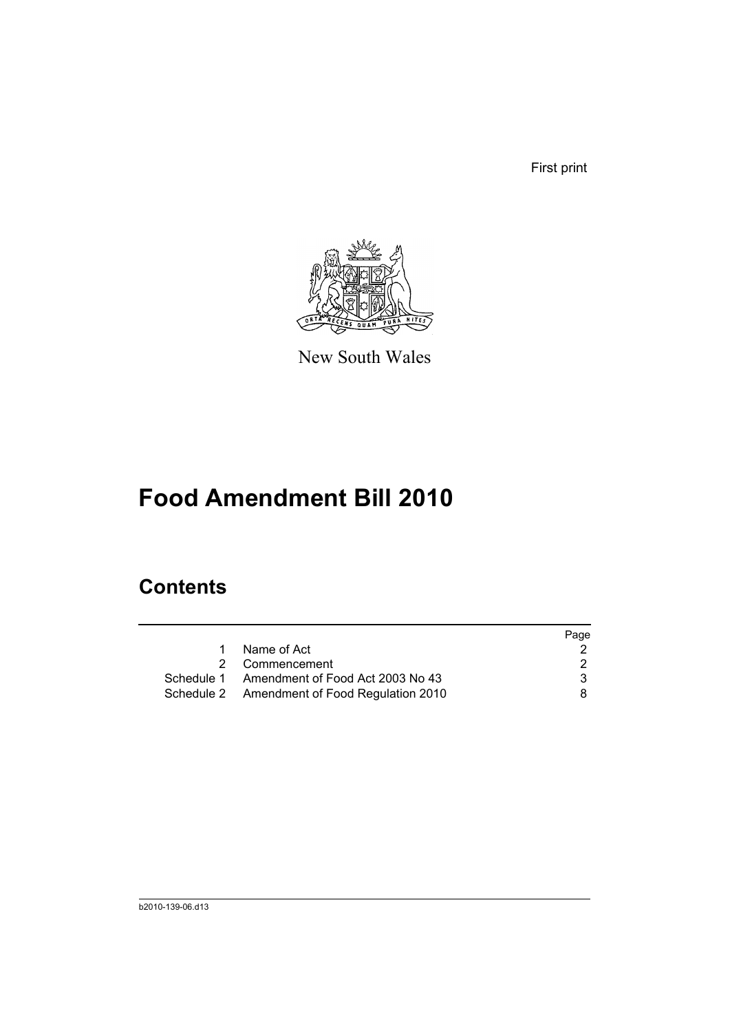First print

New South Wales

# Food Amendment Bill 2010

## Contents

| | | Page |
|---|---|---|
| 1 | Name of Act | 2 |
| 2 | Commencement | 2 |
| Schedule 1 | Amendment of Food Act 2003 No 43 | 3 |
| Schedule 2 | Amendment of Food Regulation 2010 | 8 |

b2010-139-06.d13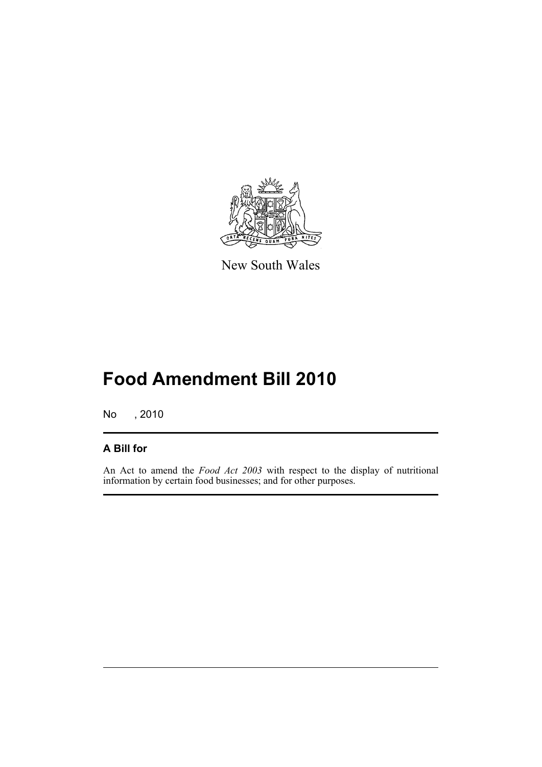New South Wales

# Food Amendment Bill 2010

No , 2010

## A Bill for

An Act to amend the *Food Act 2003* with respect to the display of nutritional information by certain food businesses; and for other purposes.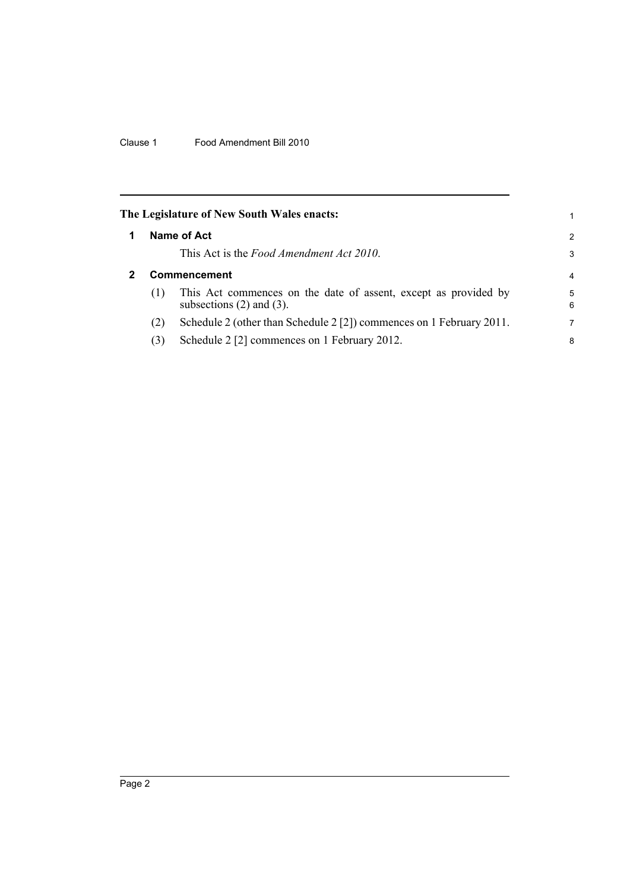**The Legislature of New South Wales enacts:**

## 1 Name of Act

This Act is the *Food Amendment Act 2010*.

## 2 Commencement

(1) This Act commences on the date of assent, except as provided by subsections (2) and (3).

(2) Schedule 2 (other than Schedule 2 [2]) commences on 1 February 2011.

(3) Schedule 2 [2] commences on 1 February 2012.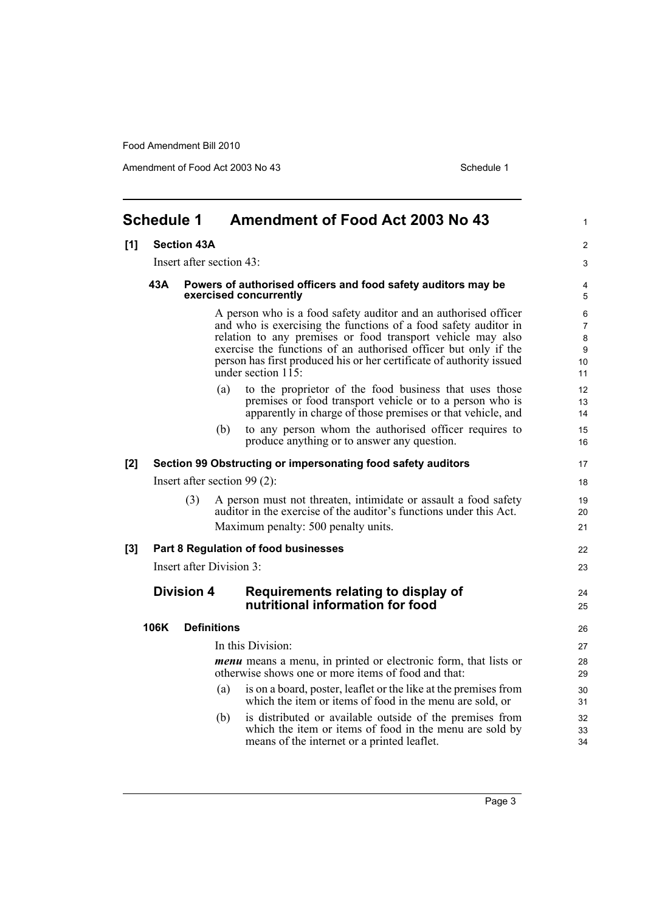## Schedule 1 Amendment of Food Act 2003 No 43

**[1] Section 43A**

Insert after section 43:

**43A Powers of authorised officers and food safety auditors may be exercised concurrently**

A person who is a food safety auditor and an authorised officer and who is exercising the functions of a food safety auditor in relation to any premises or food transport vehicle may also exercise the functions of an authorised officer but only if the person has first produced his or her certificate of authority issued under section 115:

(a) to the proprietor of the food business that uses those premises or food transport vehicle or to a person who is apparently in charge of those premises or that vehicle, and

(b) to any person whom the authorised officer requires to produce anything or to answer any question.

**[2] Section 99 Obstructing or impersonating food safety auditors**

Insert after section 99 (2):

(3) A person must not threaten, intimidate or assault a food safety auditor in the exercise of the auditor's functions under this Act.

Maximum penalty: 500 penalty units.

**[3] Part 8 Regulation of food businesses**

Insert after Division 3:

### Division 4 Requirements relating to display of nutritional information for food

**106K Definitions**

In this Division:

***menu*** means a menu, in printed or electronic form, that lists or otherwise shows one or more items of food and that:

(a) is on a board, poster, leaflet or the like at the premises from which the item or items of food in the menu are sold, or

(b) is distributed or available outside of the premises from which the item or items of food in the menu are sold by means of the internet or a printed leaflet.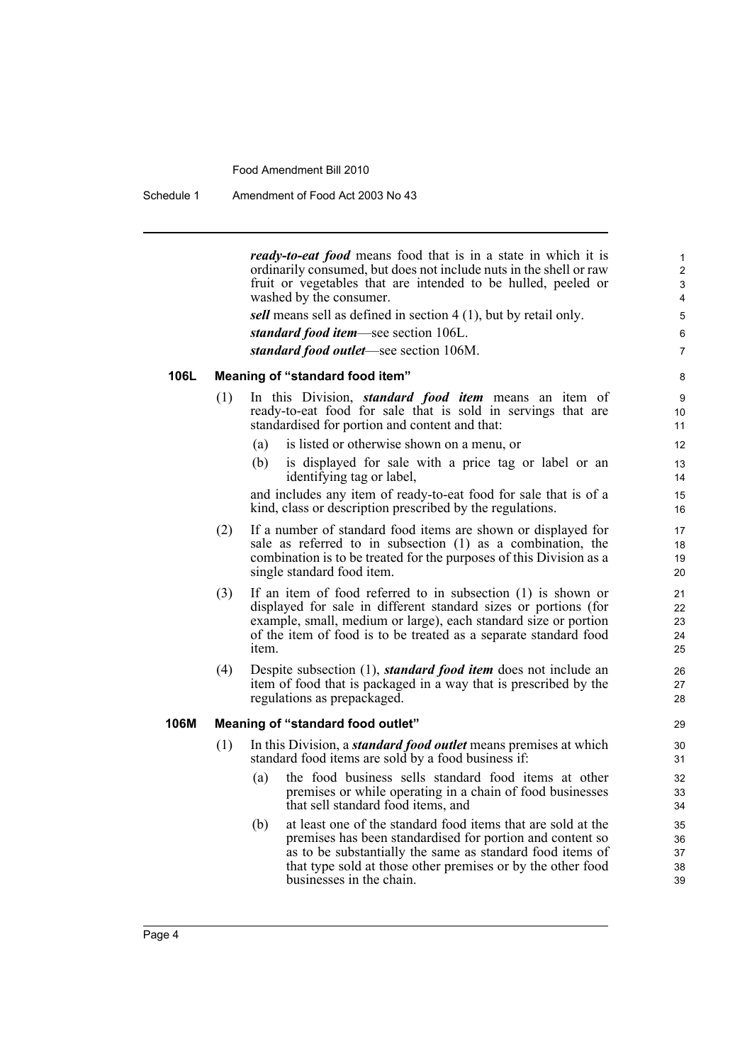***ready-to-eat food*** means food that is in a state in which it is ordinarily consumed, but does not include nuts in the shell or raw fruit or vegetables that are intended to be hulled, peeled or washed by the consumer.

***sell*** means sell as defined in section 4 (1), but by retail only.

***standard food item***—see section 106L.

***standard food outlet***—see section 106M.

### 106L Meaning of "standard food item"

(1) In this Division, ***standard food item*** means an item of ready-to-eat food for sale that is sold in servings that are standardised for portion and content and that:

- (a) is listed or otherwise shown on a menu, or
- (b) is displayed for sale with a price tag or label or an identifying tag or label,

and includes any item of ready-to-eat food for sale that is of a kind, class or description prescribed by the regulations.

(2) If a number of standard food items are shown or displayed for sale as referred to in subsection (1) as a combination, the combination is to be treated for the purposes of this Division as a single standard food item.

(3) If an item of food referred to in subsection (1) is shown or displayed for sale in different standard sizes or portions (for example, small, medium or large), each standard size or portion of the item of food is to be treated as a separate standard food item.

(4) Despite subsection (1), ***standard food item*** does not include an item of food that is packaged in a way that is prescribed by the regulations as prepackaged.

### 106M Meaning of "standard food outlet"

(1) In this Division, a ***standard food outlet*** means premises at which standard food items are sold by a food business if:

- (a) the food business sells standard food items at other premises or while operating in a chain of food businesses that sell standard food items, and
- (b) at least one of the standard food items that are sold at the premises has been standardised for portion and content so as to be substantially the same as standard food items of that type sold at those other premises or by the other food businesses in the chain.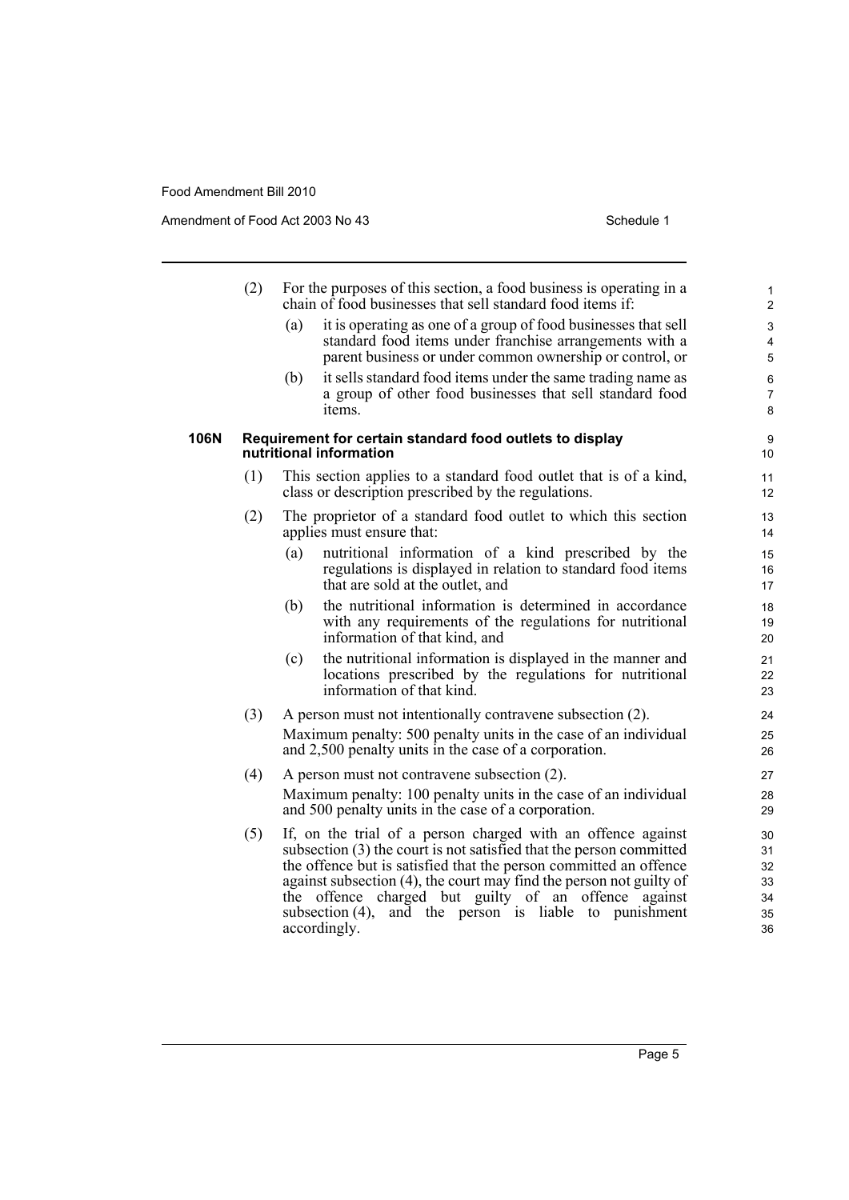(2) For the purposes of this section, a food business is operating in a chain of food businesses that sell standard food items if:

(a) it is operating as one of a group of food businesses that sell standard food items under franchise arrangements with a parent business or under common ownership or control, or

(b) it sells standard food items under the same trading name as a group of other food businesses that sell standard food items.

### 106N Requirement for certain standard food outlets to display nutritional information

(1) This section applies to a standard food outlet that is of a kind, class or description prescribed by the regulations.

(2) The proprietor of a standard food outlet to which this section applies must ensure that:

(a) nutritional information of a kind prescribed by the regulations is displayed in relation to standard food items that are sold at the outlet, and

(b) the nutritional information is determined in accordance with any requirements of the regulations for nutritional information of that kind, and

(c) the nutritional information is displayed in the manner and locations prescribed by the regulations for nutritional information of that kind.

(3) A person must not intentionally contravene subsection (2).

Maximum penalty: 500 penalty units in the case of an individual and 2,500 penalty units in the case of a corporation.

(4) A person must not contravene subsection (2).

Maximum penalty: 100 penalty units in the case of an individual and 500 penalty units in the case of a corporation.

(5) If, on the trial of a person charged with an offence against subsection (3) the court is not satisfied that the person committed the offence but is satisfied that the person committed an offence against subsection (4), the court may find the person not guilty of the offence charged but guilty of an offence against subsection (4), and the person is liable to punishment accordingly.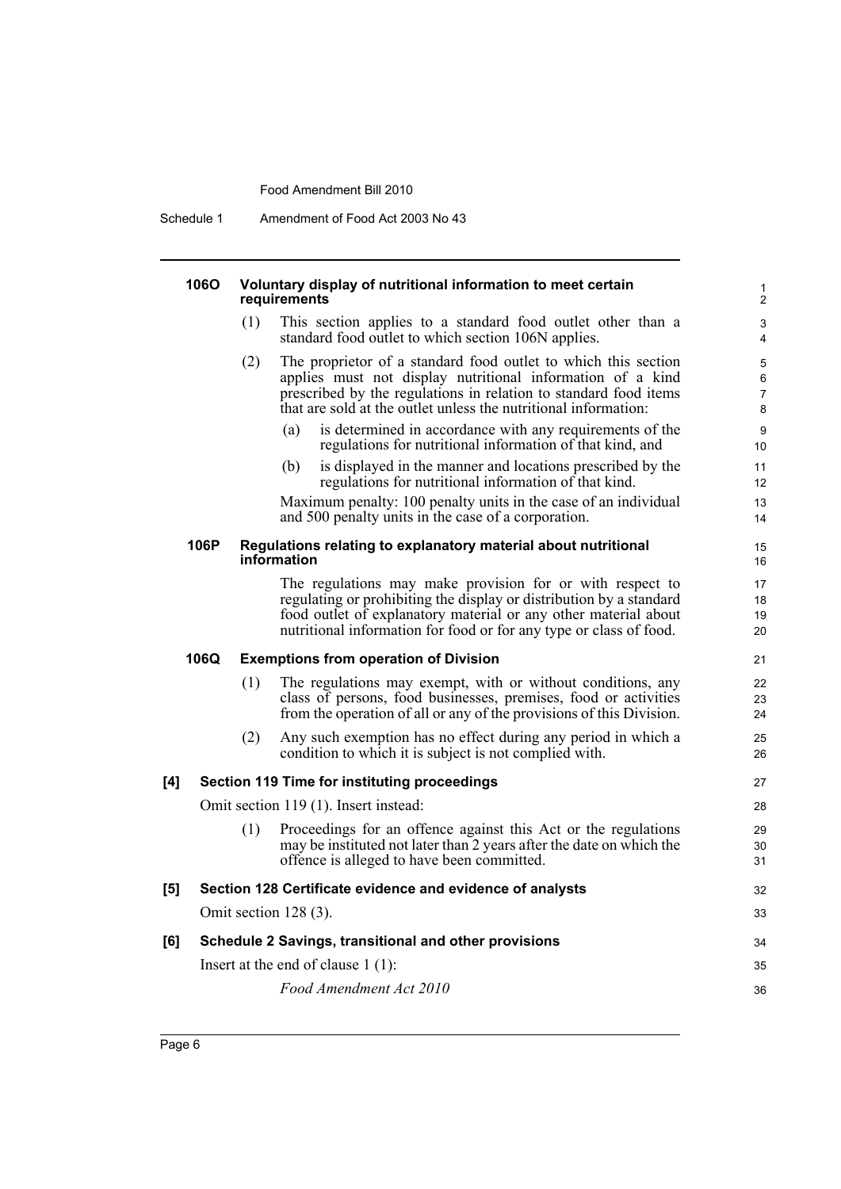**106O Voluntary display of nutritional information to meet certain requirements**

(1) This section applies to a standard food outlet other than a standard food outlet to which section 106N applies.

(2) The proprietor of a standard food outlet to which this section applies must not display nutritional information of a kind prescribed by the regulations in relation to standard food items that are sold at the outlet unless the nutritional information:

(a) is determined in accordance with any requirements of the regulations for nutritional information of that kind, and

(b) is displayed in the manner and locations prescribed by the regulations for nutritional information of that kind.

Maximum penalty: 100 penalty units in the case of an individual and 500 penalty units in the case of a corporation.

**106P Regulations relating to explanatory material about nutritional information**

The regulations may make provision for or with respect to regulating or prohibiting the display or distribution by a standard food outlet of explanatory material or any other material about nutritional information for food or for any type or class of food.

**106Q Exemptions from operation of Division**

(1) The regulations may exempt, with or without conditions, any class of persons, food businesses, premises, food or activities from the operation of all or any of the provisions of this Division.

(2) Any such exemption has no effect during any period in which a condition to which it is subject is not complied with.

**[4] Section 119 Time for instituting proceedings**

Omit section 119 (1). Insert instead:

(1) Proceedings for an offence against this Act or the regulations may be instituted not later than 2 years after the date on which the offence is alleged to have been committed.

**[5] Section 128 Certificate evidence and evidence of analysts**

Omit section 128 (3).

**[6] Schedule 2 Savings, transitional and other provisions**

Insert at the end of clause 1 (1):

*Food Amendment Act 2010*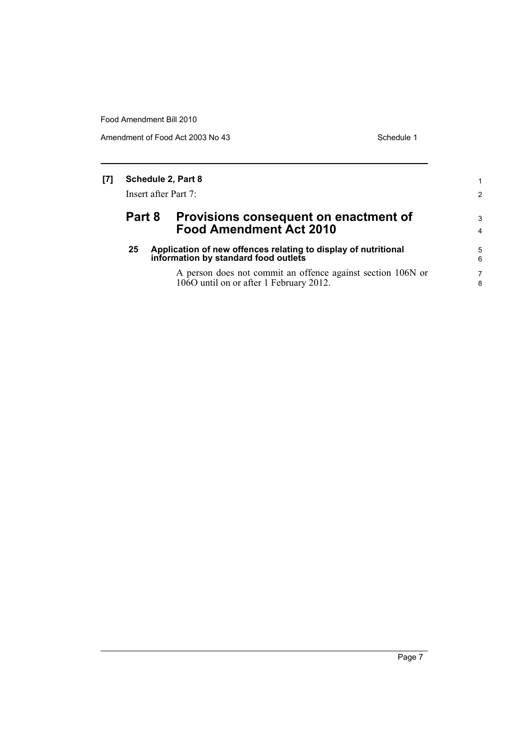**[7] Schedule 2, Part 8**

Insert after Part 7:

## Part 8 Provisions consequent on enactment of Food Amendment Act 2010

### 25 Application of new offences relating to display of nutritional information by standard food outlets

A person does not commit an offence against section 106N or 106O until on or after 1 February 2012.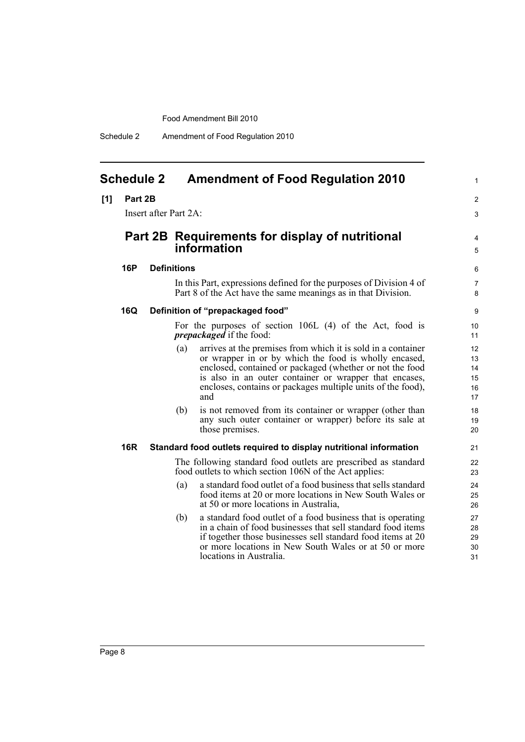## Schedule 2 Amendment of Food Regulation 2010

**[1] Part 2B**

Insert after Part 2A:

## Part 2B Requirements for display of nutritional information

**16P Definitions**

In this Part, expressions defined for the purposes of Division 4 of Part 8 of the Act have the same meanings as in that Division.

**16Q Definition of "prepackaged food"**

For the purposes of section 106L (4) of the Act, food is ***prepackaged*** if the food:

(a) arrives at the premises from which it is sold in a container or wrapper in or by which the food is wholly encased, enclosed, contained or packaged (whether or not the food is also in an outer container or wrapper that encases, encloses, contains or packages multiple units of the food), and

(b) is not removed from its container or wrapper (other than any such outer container or wrapper) before its sale at those premises.

**16R Standard food outlets required to display nutritional information**

The following standard food outlets are prescribed as standard food outlets to which section 106N of the Act applies:

(a) a standard food outlet of a food business that sells standard food items at 20 or more locations in New South Wales or at 50 or more locations in Australia,

(b) a standard food outlet of a food business that is operating in a chain of food businesses that sell standard food items if together those businesses sell standard food items at 20 or more locations in New South Wales or at 50 or more locations in Australia.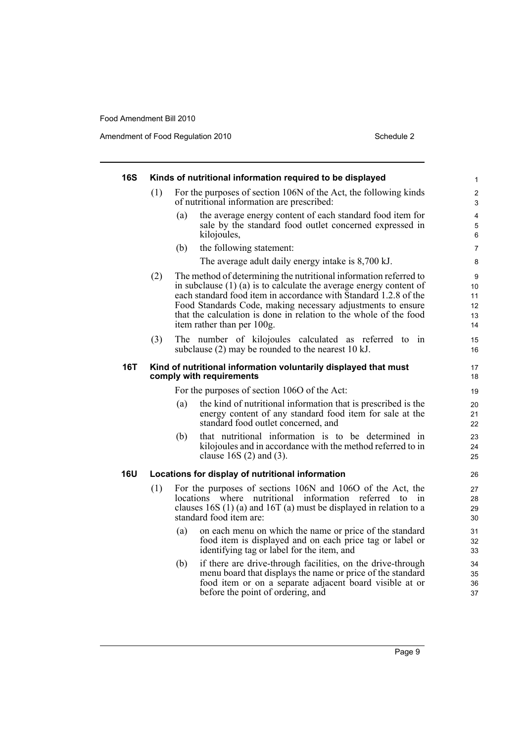### 16S Kinds of nutritional information required to be displayed

(1) For the purposes of section 106N of the Act, the following kinds of nutritional information are prescribed:

(a) the average energy content of each standard food item for sale by the standard food outlet concerned expressed in kilojoules,

(b) the following statement:

The average adult daily energy intake is 8,700 kJ.

(2) The method of determining the nutritional information referred to in subclause (1) (a) is to calculate the average energy content of each standard food item in accordance with Standard 1.2.8 of the Food Standards Code, making necessary adjustments to ensure that the calculation is done in relation to the whole of the food item rather than per 100g.

(3) The number of kilojoules calculated as referred to in subclause (2) may be rounded to the nearest 10 kJ.

### 16T Kind of nutritional information voluntarily displayed that must comply with requirements

For the purposes of section 106O of the Act:

(a) the kind of nutritional information that is prescribed is the energy content of any standard food item for sale at the standard food outlet concerned, and

(b) that nutritional information is to be determined in kilojoules and in accordance with the method referred to in clause 16S (2) and (3).

### 16U Locations for display of nutritional information

(1) For the purposes of sections 106N and 106O of the Act, the locations where nutritional information referred to in clauses 16S (1) (a) and 16T (a) must be displayed in relation to a standard food item are:

(a) on each menu on which the name or price of the standard food item is displayed and on each price tag or label or identifying tag or label for the item, and

(b) if there are drive-through facilities, on the drive-through menu board that displays the name or price of the standard food item or on a separate adjacent board visible at or before the point of ordering, and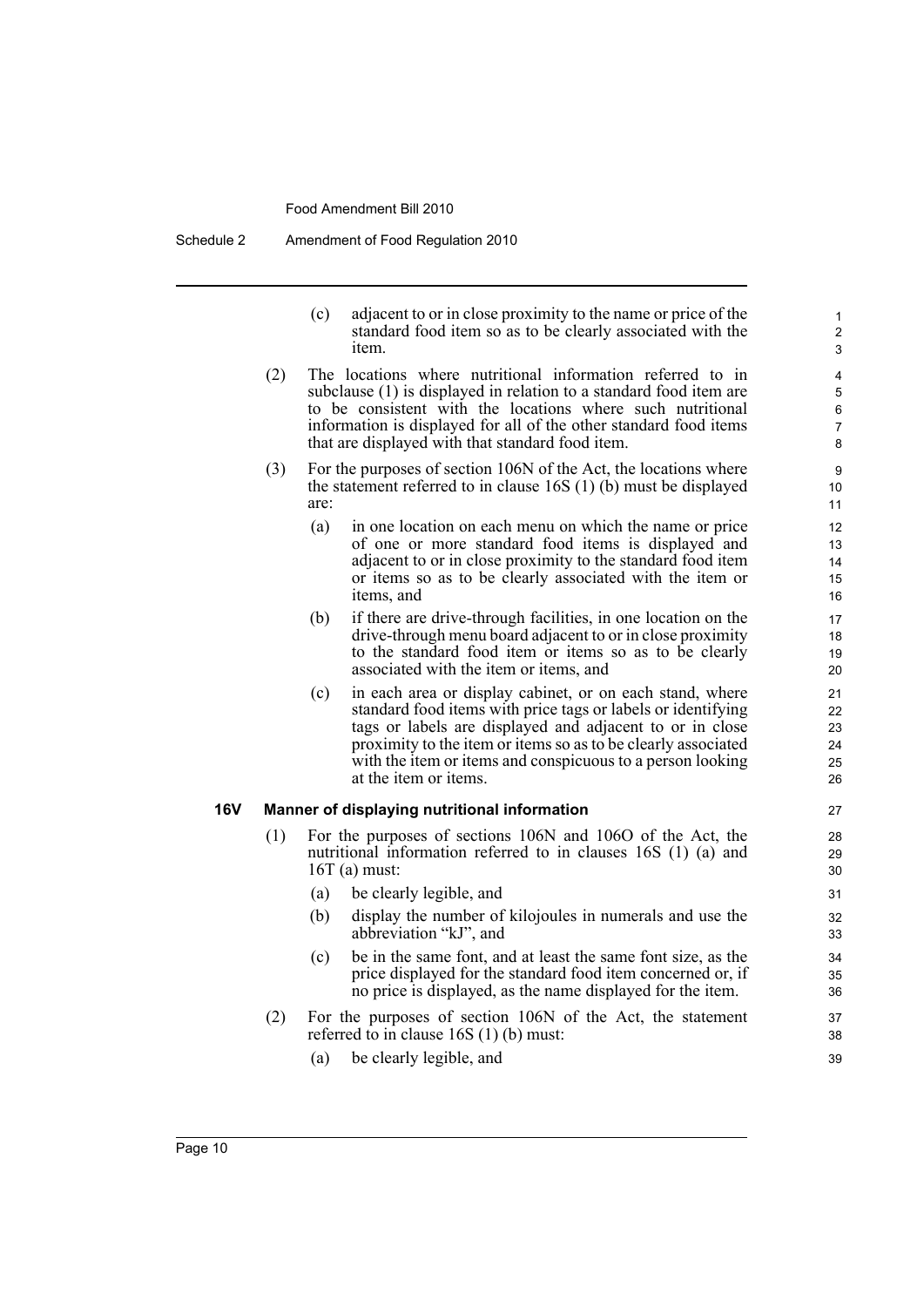(c) adjacent to or in close proximity to the name or price of the standard food item so as to be clearly associated with the item.

(2) The locations where nutritional information referred to in subclause (1) is displayed in relation to a standard food item are to be consistent with the locations where such nutritional information is displayed for all of the other standard food items that are displayed with that standard food item.

(3) For the purposes of section 106N of the Act, the locations where the statement referred to in clause 16S (1) (b) must be displayed are:

(a) in one location on each menu on which the name or price of one or more standard food items is displayed and adjacent to or in close proximity to the standard food item or items so as to be clearly associated with the item or items, and

(b) if there are drive-through facilities, in one location on the drive-through menu board adjacent to or in close proximity to the standard food item or items so as to be clearly associated with the item or items, and

(c) in each area or display cabinet, or on each stand, where standard food items with price tags or labels or identifying tags or labels are displayed and adjacent to or in close proximity to the item or items so as to be clearly associated with the item or items and conspicuous to a person looking at the item or items.

**16V Manner of displaying nutritional information**

(1) For the purposes of sections 106N and 106O of the Act, the nutritional information referred to in clauses 16S (1) (a) and 16T (a) must:

(a) be clearly legible, and

(b) display the number of kilojoules in numerals and use the abbreviation "kJ", and

(c) be in the same font, and at least the same font size, as the price displayed for the standard food item concerned or, if no price is displayed, as the name displayed for the item.

(2) For the purposes of section 106N of the Act, the statement referred to in clause 16S (1) (b) must:

(a) be clearly legible, and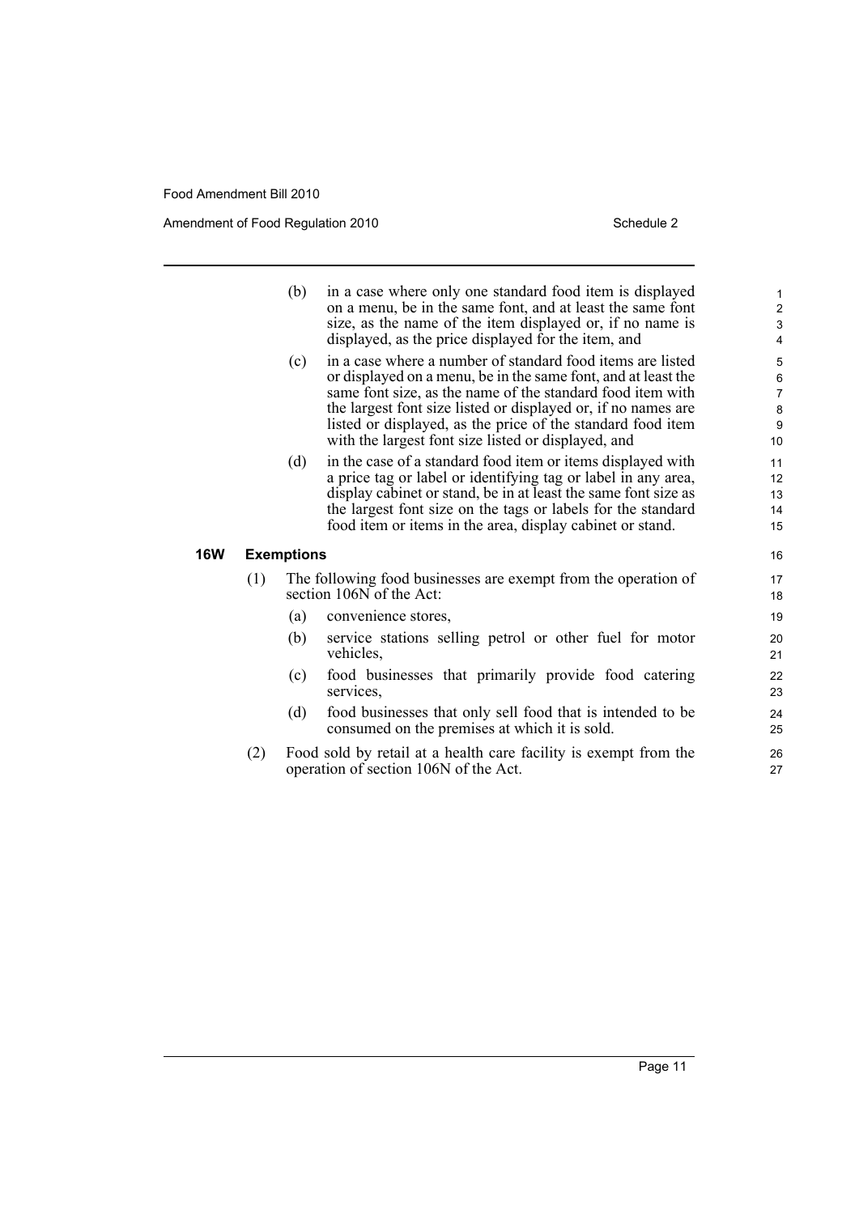(b) in a case where only one standard food item is displayed on a menu, be in the same font, and at least the same font size, as the name of the item displayed or, if no name is displayed, as the price displayed for the item, and

(c) in a case where a number of standard food items are listed or displayed on a menu, be in the same font, and at least the same font size, as the name of the standard food item with the largest font size listed or displayed or, if no names are listed or displayed, as the price of the standard food item with the largest font size listed or displayed, and

(d) in the case of a standard food item or items displayed with a price tag or label or identifying tag or label in any area, display cabinet or stand, be in at least the same font size as the largest font size on the tags or labels for the standard food item or items in the area, display cabinet or stand.

**16W Exemptions**

(1) The following food businesses are exempt from the operation of section 106N of the Act:

(a) convenience stores,

(b) service stations selling petrol or other fuel for motor vehicles,

(c) food businesses that primarily provide food catering services,

(d) food businesses that only sell food that is intended to be consumed on the premises at which it is sold.

(2) Food sold by retail at a health care facility is exempt from the operation of section 106N of the Act.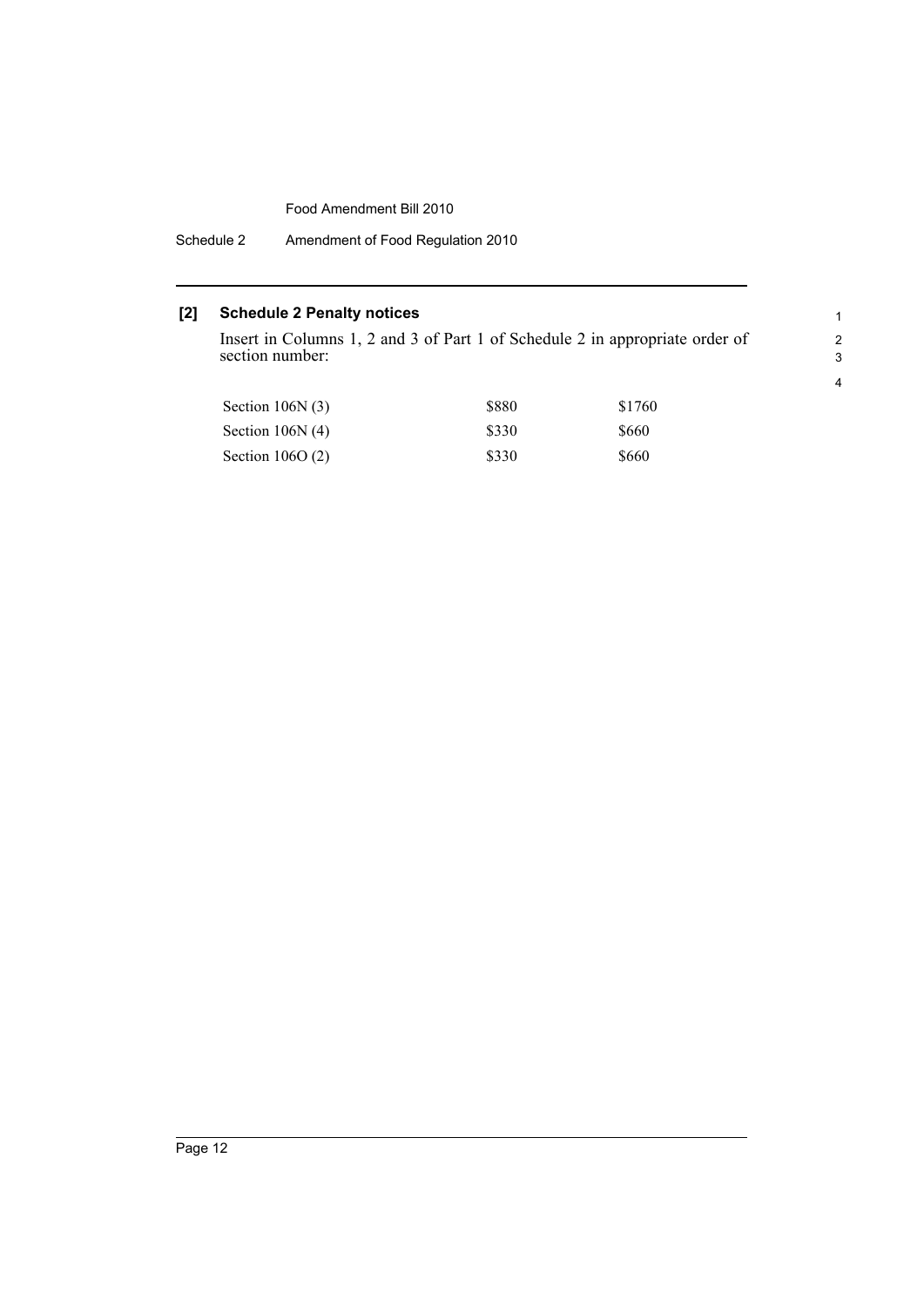**[2] Schedule 2 Penalty notices**

Insert in Columns 1, 2 and 3 of Part 1 of Schedule 2 in appropriate order of section number:

| | | |
|---|---|---|
| Section 106N (3) | \$880 | \$1760 |
| Section 106N (4) | \$330 | \$660 |
| Section 106O (2) | \$330 | \$660 |